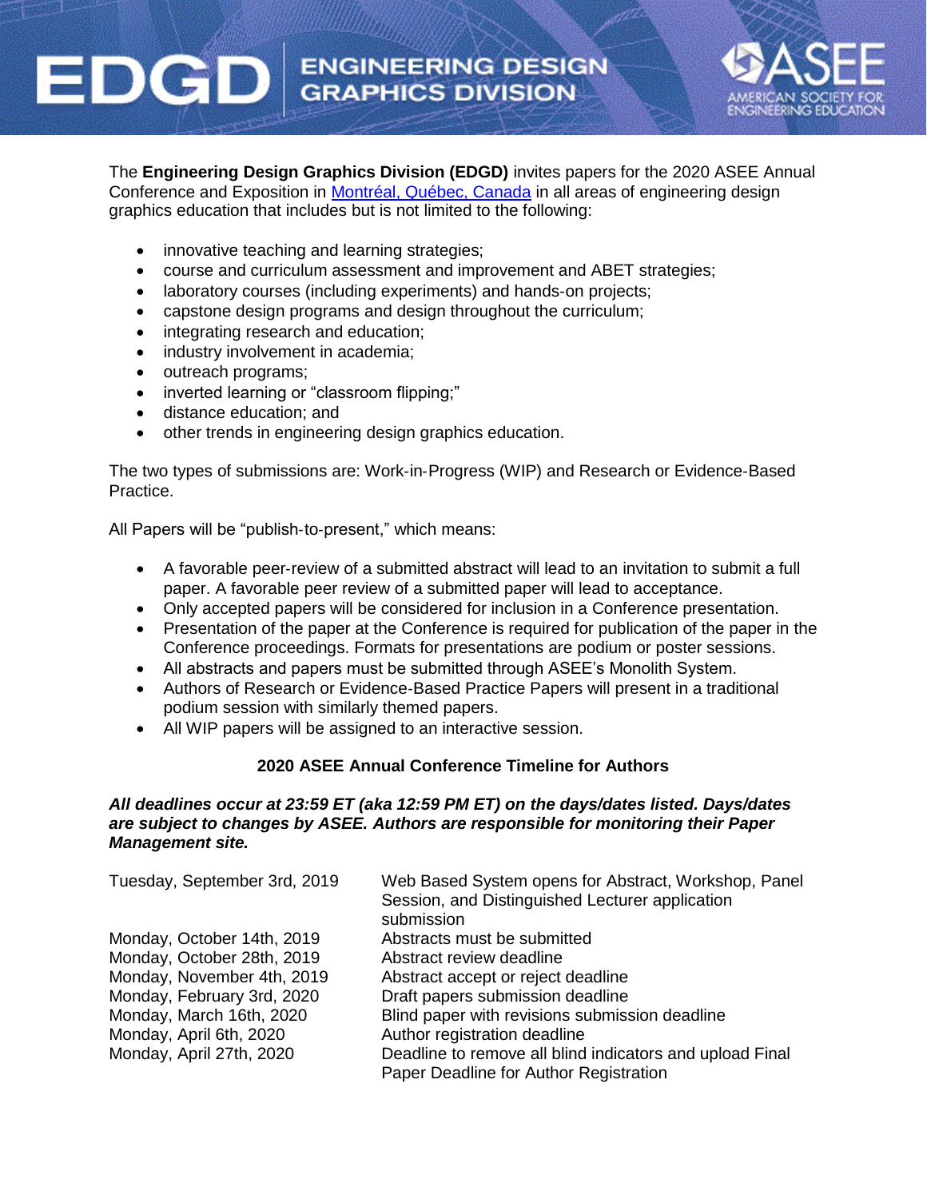# EDGD ENGINEERING DESIGN GRAPHICS DIVISION

ASEE AMERICAN SOCIETY FOR ENGINEERING EDUCATION

The **Engineering Design Graphics Division (EDGD)** invites papers for the 2020 ASEE Annual Conference and Exposition in [Montréal, Québec, Canada] in all areas of engineering design graphics education that includes but is not limited to the following:

- innovative teaching and learning strategies;
- course and curriculum assessment and improvement and ABET strategies;
- laboratory courses (including experiments) and hands-on projects;
- capstone design programs and design throughout the curriculum;
- integrating research and education;
- industry involvement in academia;
- outreach programs;
- inverted learning or "classroom flipping;"
- distance education; and
- other trends in engineering design graphics education.

The two types of submissions are: Work-in-Progress (WIP) and Research or Evidence-Based Practice.

All Papers will be "publish-to-present," which means:

- A favorable peer-review of a submitted abstract will lead to an invitation to submit a full paper. A favorable peer review of a submitted paper will lead to acceptance.
- Only accepted papers will be considered for inclusion in a Conference presentation.
- Presentation of the paper at the Conference is required for publication of the paper in the Conference proceedings. Formats for presentations are podium or poster sessions.
- All abstracts and papers must be submitted through ASEE's Monolith System.
- Authors of Research or Evidence-Based Practice Papers will present in a traditional podium session with similarly themed papers.
- All WIP papers will be assigned to an interactive session.

### 2020 ASEE Annual Conference Timeline for Authors

***All deadlines occur at 23:59 ET (aka 12:59 PM ET) on the days/dates listed. Days/dates are subject to changes by ASEE. Authors are responsible for monitoring their Paper Management site.***

| | |
|---|---|
| Tuesday, September 3rd, 2019 | Web Based System opens for Abstract, Workshop, Panel Session, and Distinguished Lecturer application submission |
| Monday, October 14th, 2019 | Abstracts must be submitted |
| Monday, October 28th, 2019 | Abstract review deadline |
| Monday, November 4th, 2019 | Abstract accept or reject deadline |
| Monday, February 3rd, 2020 | Draft papers submission deadline |
| Monday, March 16th, 2020 | Blind paper with revisions submission deadline |
| Monday, April 6th, 2020 | Author registration deadline |
| Monday, April 27th, 2020 | Deadline to remove all blind indicators and upload Final Paper Deadline for Author Registration |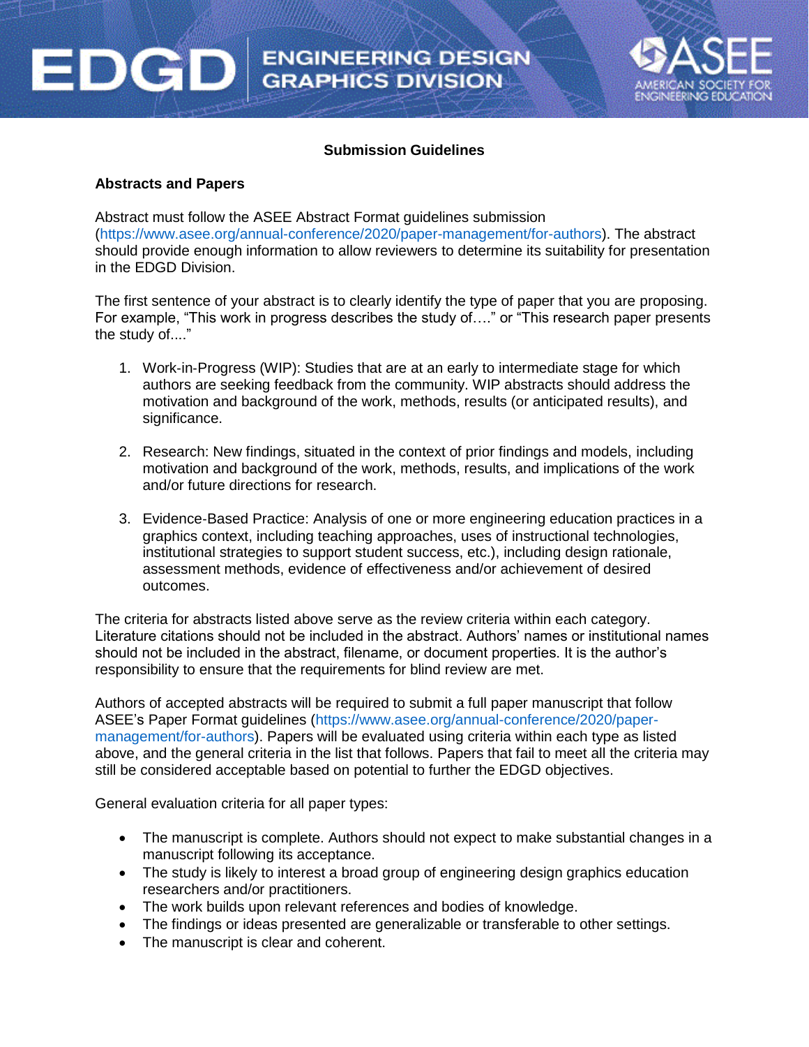## Submission Guidelines

### Abstracts and Papers

Abstract must follow the ASEE Abstract Format guidelines submission (https://www.asee.org/annual-conference/2020/paper-management/for-authors). The abstract should provide enough information to allow reviewers to determine its suitability for presentation in the EDGD Division.

The first sentence of your abstract is to clearly identify the type of paper that you are proposing. For example, "This work in progress describes the study of…." or "This research paper presents the study of...."

1. Work-in-Progress (WIP): Studies that are at an early to intermediate stage for which authors are seeking feedback from the community. WIP abstracts should address the motivation and background of the work, methods, results (or anticipated results), and significance.

2. Research: New findings, situated in the context of prior findings and models, including motivation and background of the work, methods, results, and implications of the work and/or future directions for research.

3. Evidence-Based Practice: Analysis of one or more engineering education practices in a graphics context, including teaching approaches, uses of instructional technologies, institutional strategies to support student success, etc.), including design rationale, assessment methods, evidence of effectiveness and/or achievement of desired outcomes.

The criteria for abstracts listed above serve as the review criteria within each category. Literature citations should not be included in the abstract. Authors' names or institutional names should not be included in the abstract, filename, or document properties. It is the author's responsibility to ensure that the requirements for blind review are met.

Authors of accepted abstracts will be required to submit a full paper manuscript that follow ASEE's Paper Format guidelines (https://www.asee.org/annual-conference/2020/paper-management/for-authors). Papers will be evaluated using criteria within each type as listed above, and the general criteria in the list that follows. Papers that fail to meet all the criteria may still be considered acceptable based on potential to further the EDGD objectives.

General evaluation criteria for all paper types:

- The manuscript is complete. Authors should not expect to make substantial changes in a manuscript following its acceptance.
- The study is likely to interest a broad group of engineering design graphics education researchers and/or practitioners.
- The work builds upon relevant references and bodies of knowledge.
- The findings or ideas presented are generalizable or transferable to other settings.
- The manuscript is clear and coherent.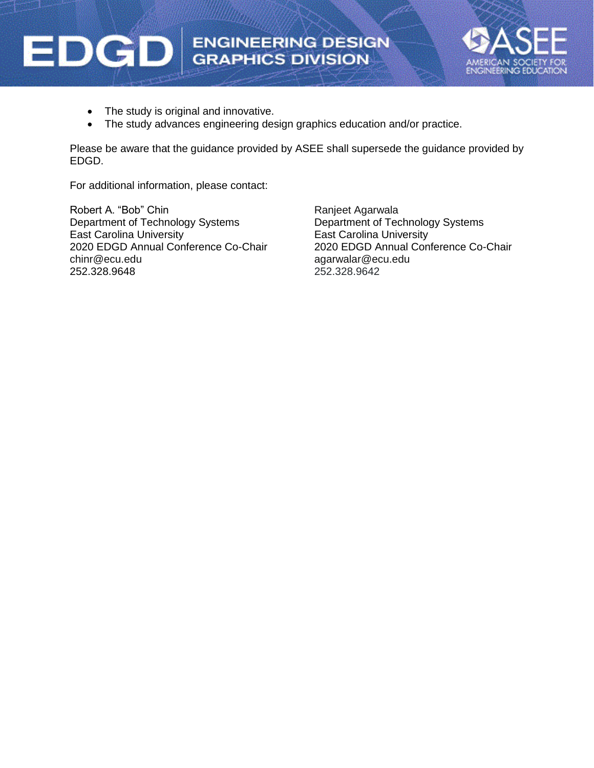- The study is original and innovative.
- The study advances engineering design graphics education and/or practice.

Please be aware that the guidance provided by ASEE shall supersede the guidance provided by EDGD.

For additional information, please contact:

Robert A. "Bob" Chin
Department of Technology Systems
East Carolina University
2020 EDGD Annual Conference Co-Chair
chinr@ecu.edu
252.328.9648

Ranjeet Agarwala
Department of Technology Systems
East Carolina University
2020 EDGD Annual Conference Co-Chair
agarwalar@ecu.edu
252.328.9642